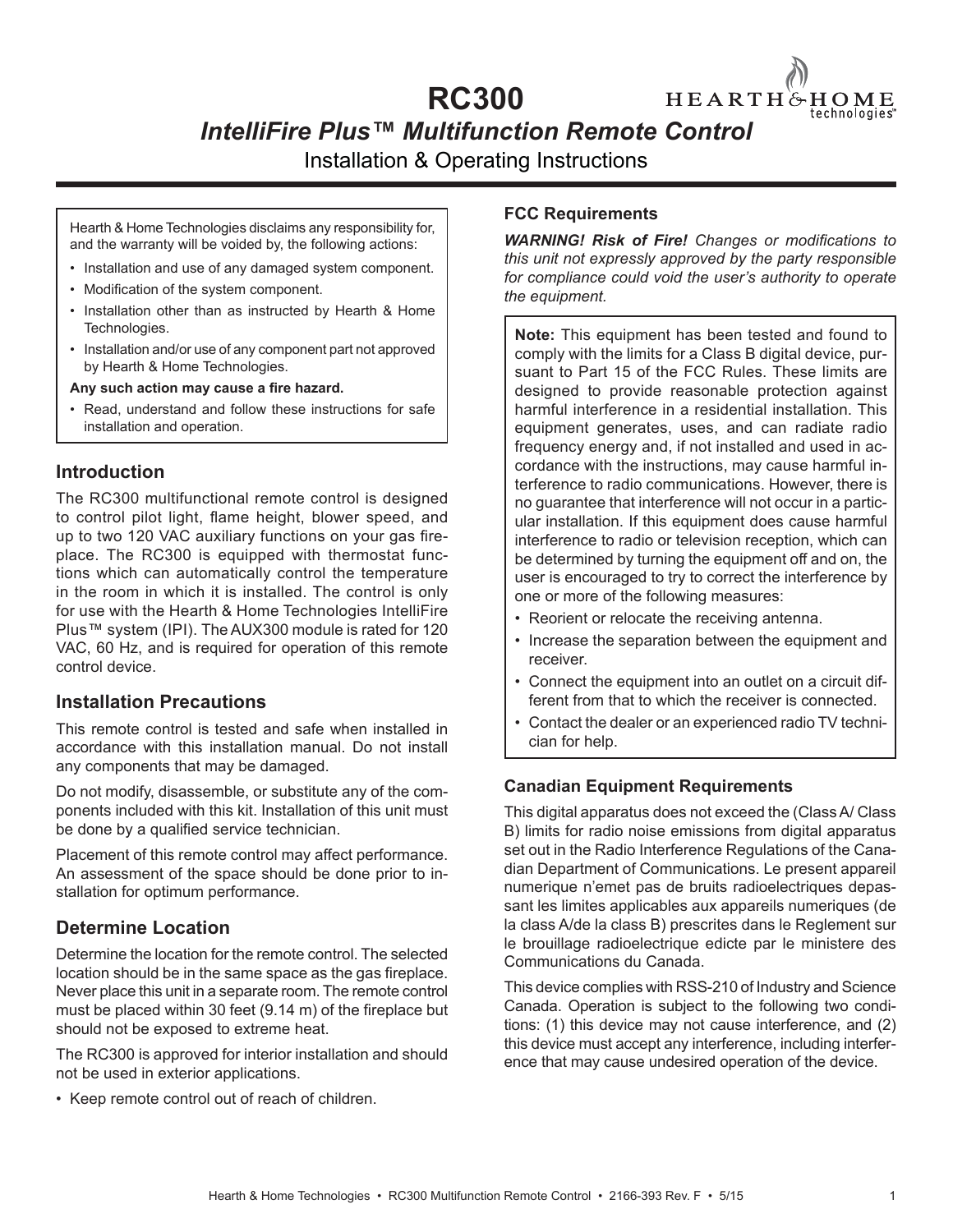# RC300

## *IntelliFire Plus™ Multifunction Remote Control*

Installation & Operating Instructions

> Hearth & Home Technologies disclaims any responsibility for, and the warranty will be voided by, the following actions:
>
> - Installation and use of any damaged system component.
> - Modification of the system component.
> - Installation other than as instructed by Hearth & Home Technologies.
> - Installation and/or use of any component part not approved by Hearth & Home Technologies.
>
> **Any such action may cause a fire hazard.**
>
> - Read, understand and follow these instructions for safe installation and operation.

## Introduction

The RC300 multifunctional remote control is designed to control pilot light, flame height, blower speed, and up to two 120 VAC auxiliary functions on your gas fireplace. The RC300 is equipped with thermostat functions which can automatically control the temperature in the room in which it is installed. The control is only for use with the Hearth & Home Technologies IntelliFire Plus™ system (IPI). The AUX300 module is rated for 120 VAC, 60 Hz, and is required for operation of this remote control device.

## Installation Precautions

This remote control is tested and safe when installed in accordance with this installation manual. Do not install any components that may be damaged.

Do not modify, disassemble, or substitute any of the components included with this kit. Installation of this unit must be done by a qualified service technician.

Placement of this remote control may affect performance. An assessment of the space should be done prior to installation for optimum performance.

## Determine Location

Determine the location for the remote control. The selected location should be in the same space as the gas fireplace. Never place this unit in a separate room. The remote control must be placed within 30 feet (9.14 m) of the fireplace but should not be exposed to extreme heat.

The RC300 is approved for interior installation and should not be used in exterior applications.

- Keep remote control out of reach of children.

### FCC Requirements

***WARNING! Risk of Fire!*** *Changes or modifications to this unit not expressly approved by the party responsible for compliance could void the user's authority to operate the equipment.*

> **Note:** This equipment has been tested and found to comply with the limits for a Class B digital device, pursuant to Part 15 of the FCC Rules. These limits are designed to provide reasonable protection against harmful interference in a residential installation. This equipment generates, uses, and can radiate radio frequency energy and, if not installed and used in accordance with the instructions, may cause harmful interference to radio communications. However, there is no guarantee that interference will not occur in a particular installation. If this equipment does cause harmful interference to radio or television reception, which can be determined by turning the equipment off and on, the user is encouraged to try to correct the interference by one or more of the following measures:
>
> - Reorient or relocate the receiving antenna.
> - Increase the separation between the equipment and receiver.
> - Connect the equipment into an outlet on a circuit different from that to which the receiver is connected.
> - Contact the dealer or an experienced radio TV technician for help.

### Canadian Equipment Requirements

This digital apparatus does not exceed the (Class A/ Class B) limits for radio noise emissions from digital apparatus set out in the Radio Interference Regulations of the Canadian Department of Communications. Le present appareil numerique n'emet pas de bruits radioelectriques depassant les limites applicables aux appareils numeriques (de la class A/de la class B) prescrites dans le Reglement sur le brouillage radioelectrique edicte par le ministere des Communications du Canada.

This device complies with RSS-210 of Industry and Science Canada. Operation is subject to the following two conditions: (1) this device may not cause interference, and (2) this device must accept any interference, including interference that may cause undesired operation of the device.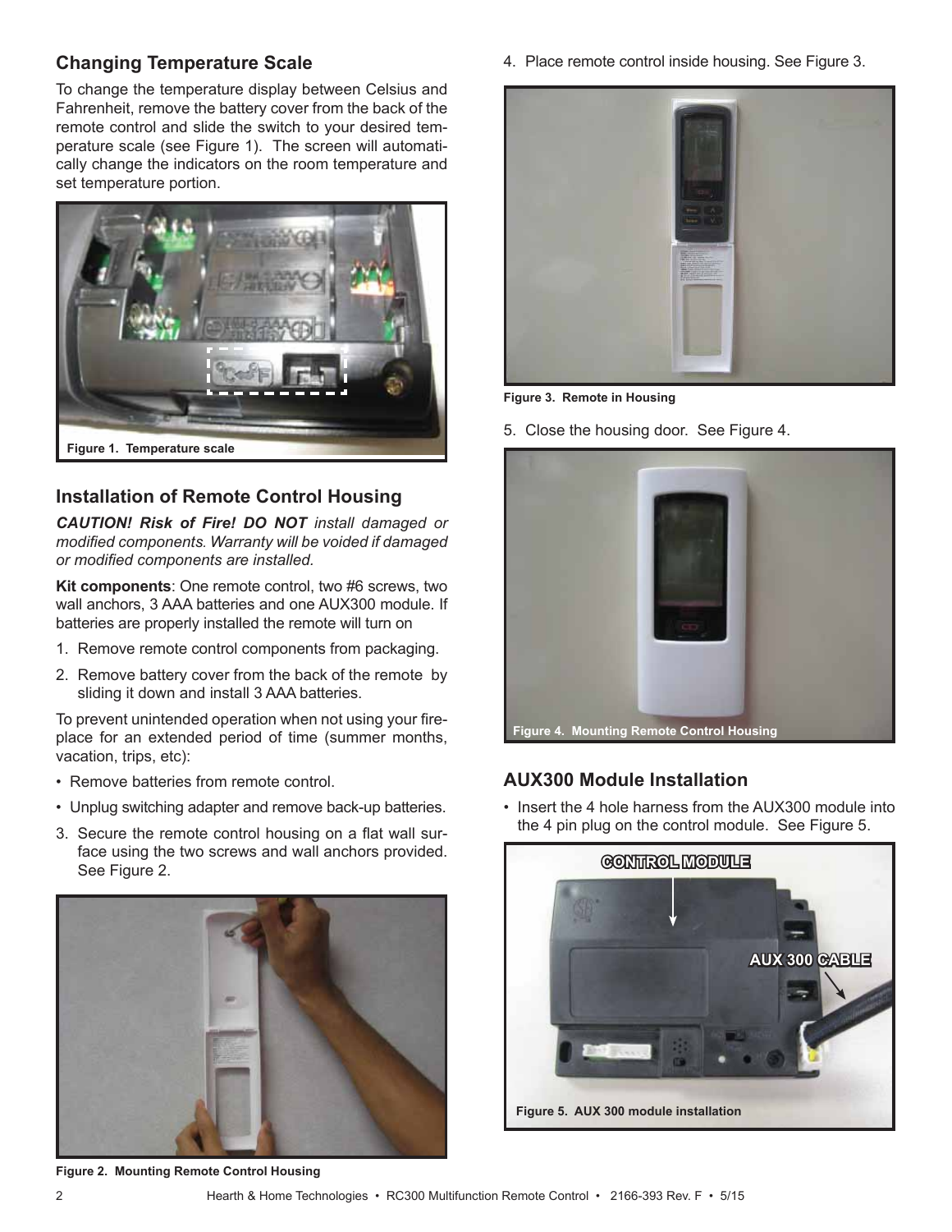## Changing Temperature Scale

To change the temperature display between Celsius and Fahrenheit, remove the battery cover from the back of the remote control and slide the switch to your desired temperature scale (see Figure 1). The screen will automatically change the indicators on the room temperature and set temperature portion.

Figure 1. Temperature scale

## Installation of Remote Control Housing

***CAUTION! Risk of Fire! DO NOT** install damaged or modified components. Warranty will be voided if damaged or modified components are installed.*

**Kit components**: One remote control, two #6 screws, two wall anchors, 3 AAA batteries and one AUX300 module. If batteries are properly installed the remote will turn on

1. Remove remote control components from packaging.
2. Remove battery cover from the back of the remote by sliding it down and install 3 AAA batteries.

To prevent unintended operation when not using your fireplace for an extended period of time (summer months, vacation, trips, etc):

- Remove batteries from remote control.
- Unplug switching adapter and remove back-up batteries.

3. Secure the remote control housing on a flat wall surface using the two screws and wall anchors provided. See Figure 2.

Figure 2. Mounting Remote Control Housing

4. Place remote control inside housing. See Figure 3.

Figure 3. Remote in Housing

5. Close the housing door. See Figure 4.

Figure 4. Mounting Remote Control Housing

## AUX300 Module Installation

- Insert the 4 hole harness from the AUX300 module into the 4 pin plug on the control module. See Figure 5.

Figure 5. AUX 300 module installation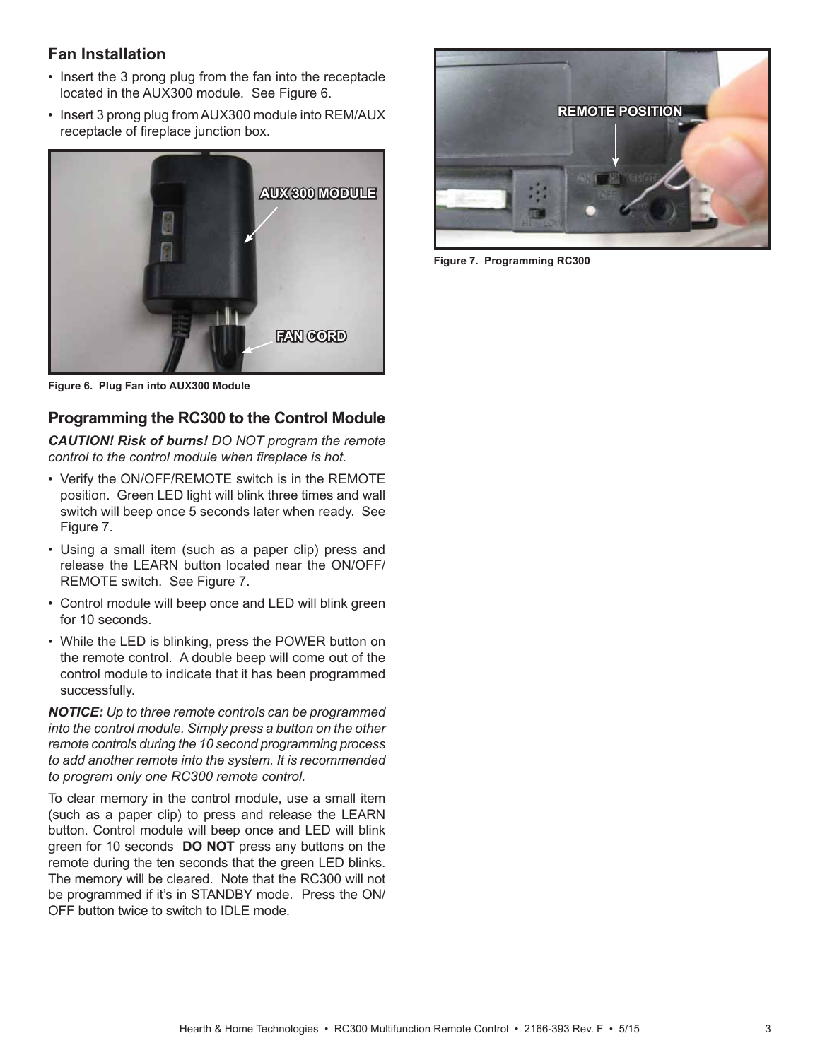## Fan Installation

- Insert the 3 prong plug from the fan into the receptacle located in the AUX300 module. See Figure 6.
- Insert 3 prong plug from AUX300 module into REM/AUX receptacle of fireplace junction box.

Figure 6. Plug Fan into AUX300 Module

## Programming the RC300 to the Control Module

***CAUTION! Risk of burns!*** *DO NOT program the remote control to the control module when fireplace is hot.*

- Verify the ON/OFF/REMOTE switch is in the REMOTE position. Green LED light will blink three times and wall switch will beep once 5 seconds later when ready. See Figure 7.
- Using a small item (such as a paper clip) press and release the LEARN button located near the ON/OFF/REMOTE switch. See Figure 7.
- Control module will beep once and LED will blink green for 10 seconds.
- While the LED is blinking, press the POWER button on the remote control. A double beep will come out of the control module to indicate that it has been programmed successfully.

***NOTICE:*** *Up to three remote controls can be programmed into the control module. Simply press a button on the other remote controls during the 10 second programming process to add another remote into the system. It is recommended to program only one RC300 remote control.*

To clear memory in the control module, use a small item (such as a paper clip) to press and release the LEARN button. Control module will beep once and LED will blink green for 10 seconds **DO NOT** press any buttons on the remote during the ten seconds that the green LED blinks. The memory will be cleared. Note that the RC300 will not be programmed if it's in STANDBY mode. Press the ON/OFF button twice to switch to IDLE mode.

Figure 7. Programming RC300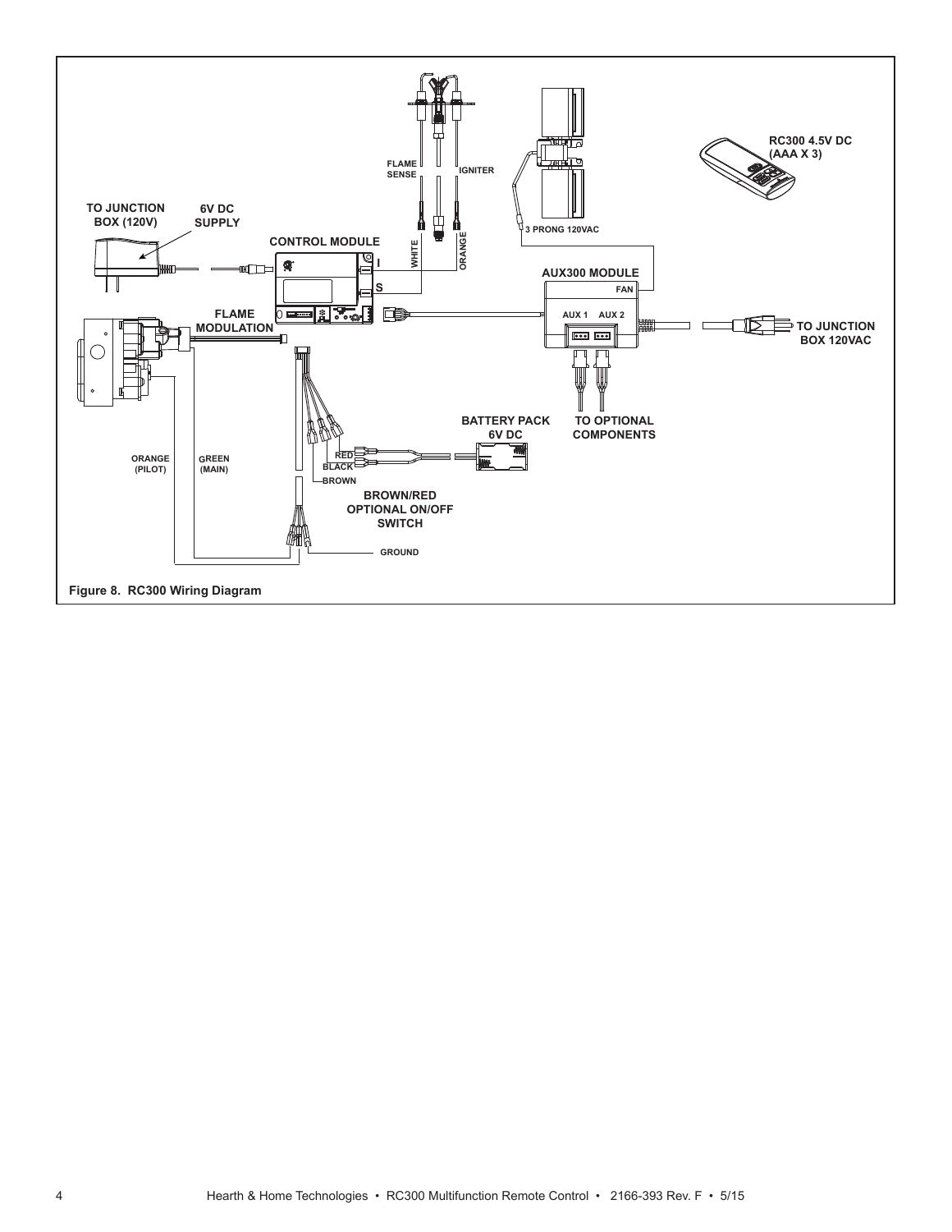TO JUNCTION BOX (120V)

6V DC SUPPLY

CONTROL MODULE

FLAME SENSE

IGNITER

WHITE

ORANGE

I

S

3 PRONG 120VAC

RC300 4.5V DC (AAA X 3)

AUX300 MODULE

FAN

AUX 1 AUX 2

TO JUNCTION BOX 120VAC

FLAME MODULATION

BATTERY PACK 6V DC

TO OPTIONAL COMPONENTS

RED

BLACK

BROWN

BROWN/RED OPTIONAL ON/OFF SWITCH

ORANGE (PILOT)

GREEN (MAIN)

GROUND

**Figure 8. RC300 Wiring Diagram**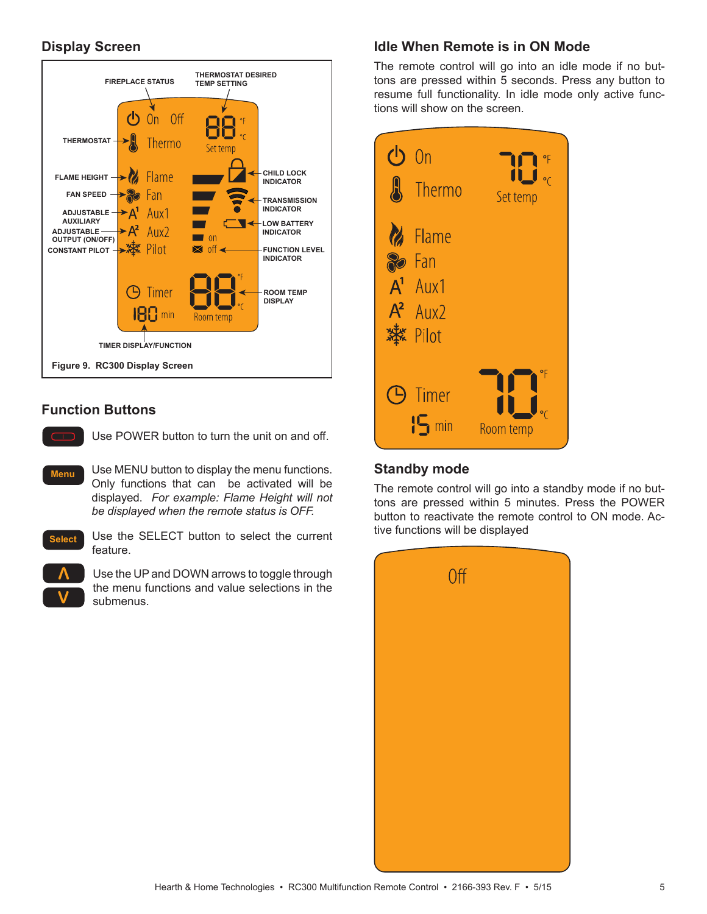## Display Screen

FIREPLACE STATUS

THERMOSTAT DESIRED TEMP SETTING

THERMOSTAT

FLAME HEIGHT

FAN SPEED

ADJUSTABLE AUXILIARY

ADJUSTABLE OUTPUT (ON/OFF)

CONSTANT PILOT

CHILD LOCK INDICATOR

TRANSMISSION INDICATOR

LOW BATTERY INDICATOR

FUNCTION LEVEL INDICATOR

ROOM TEMP DISPLAY

TIMER DISPLAY/FUNCTION

On Off 88 °F °C Set temp Thermo Flame Fan Aux1 Aux2 Pilot on off Timer 180 min 88 °F °C Room temp

**Figure 9. RC300 Display Screen**

## Function Buttons

Use POWER button to turn the unit on and off.

**Menu** Use MENU button to display the menu functions. Only functions that can be activated will be displayed. *For example: Flame Height will not be displayed when the remote status is OFF.*

**Select** Use the SELECT button to select the current feature.

**Λ V** Use the UP and DOWN arrows to toggle through the menu functions and value selections in the submenus.

## Idle When Remote is in ON Mode

The remote control will go into an idle mode if no buttons are pressed within 5 seconds. Press any button to resume full functionality. In idle mode only active functions will show on the screen.

On 70 °F °C Thermo Set temp Flame Fan Aux1 Aux2 Pilot Timer 15 min 70 °F °C Room temp

## Standby mode

The remote control will go into a standby mode if no buttons are pressed within 5 minutes. Press the POWER button to reactivate the remote control to ON mode. Active functions will be displayed

Off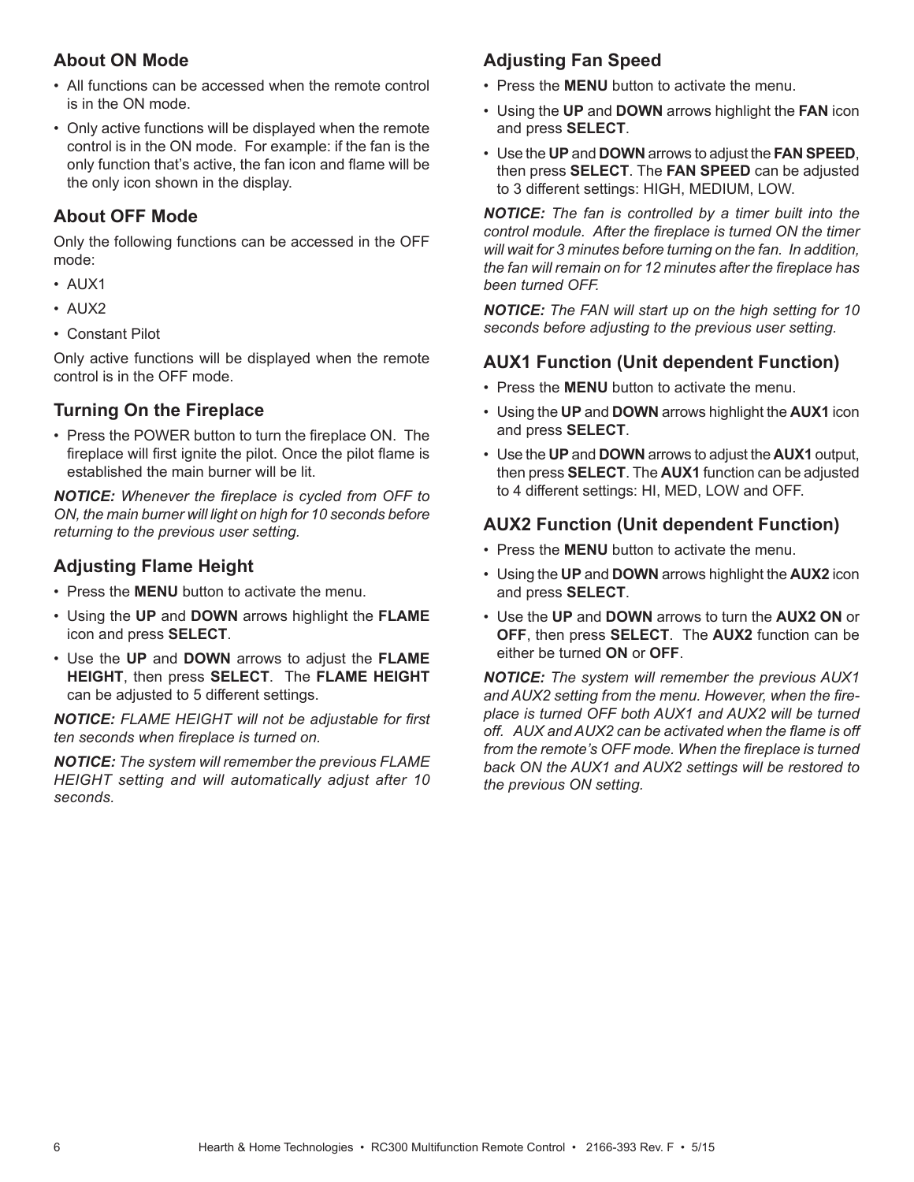## About ON Mode

- All functions can be accessed when the remote control is in the ON mode.
- Only active functions will be displayed when the remote control is in the ON mode. For example: if the fan is the only function that's active, the fan icon and flame will be the only icon shown in the display.

## About OFF Mode

Only the following functions can be accessed in the OFF mode:

- AUX1
- AUX2
- Constant Pilot

Only active functions will be displayed when the remote control is in the OFF mode.

## Turning On the Fireplace

- Press the POWER button to turn the fireplace ON. The fireplace will first ignite the pilot. Once the pilot flame is established the main burner will be lit.

***NOTICE:*** *Whenever the fireplace is cycled from OFF to ON, the main burner will light on high for 10 seconds before returning to the previous user setting.*

## Adjusting Flame Height

- Press the **MENU** button to activate the menu.
- Using the **UP** and **DOWN** arrows highlight the **FLAME** icon and press **SELECT**.
- Use the **UP** and **DOWN** arrows to adjust the **FLAME HEIGHT**, then press **SELECT**. The **FLAME HEIGHT** can be adjusted to 5 different settings.

***NOTICE:*** *FLAME HEIGHT will not be adjustable for first ten seconds when fireplace is turned on.*

***NOTICE:*** *The system will remember the previous FLAME HEIGHT setting and will automatically adjust after 10 seconds.*

## Adjusting Fan Speed

- Press the **MENU** button to activate the menu.
- Using the **UP** and **DOWN** arrows highlight the **FAN** icon and press **SELECT**.
- Use the **UP** and **DOWN** arrows to adjust the **FAN SPEED**, then press **SELECT**. The **FAN SPEED** can be adjusted to 3 different settings: HIGH, MEDIUM, LOW.

***NOTICE:*** *The fan is controlled by a timer built into the control module. After the fireplace is turned ON the timer will wait for 3 minutes before turning on the fan. In addition, the fan will remain on for 12 minutes after the fireplace has been turned OFF.*

***NOTICE:*** *The FAN will start up on the high setting for 10 seconds before adjusting to the previous user setting.*

## AUX1 Function (Unit dependent Function)

- Press the **MENU** button to activate the menu.
- Using the **UP** and **DOWN** arrows highlight the **AUX1** icon and press **SELECT**.
- Use the **UP** and **DOWN** arrows to adjust the **AUX1** output, then press **SELECT**. The **AUX1** function can be adjusted to 4 different settings: HI, MED, LOW and OFF.

## AUX2 Function (Unit dependent Function)

- Press the **MENU** button to activate the menu.
- Using the **UP** and **DOWN** arrows highlight the **AUX2** icon and press **SELECT**.
- Use the **UP** and **DOWN** arrows to turn the **AUX2 ON** or **OFF**, then press **SELECT**. The **AUX2** function can be either be turned **ON** or **OFF**.

***NOTICE:*** *The system will remember the previous AUX1 and AUX2 setting from the menu. However, when the fireplace is turned OFF both AUX1 and AUX2 will be turned off. AUX and AUX2 can be activated when the flame is off from the remote's OFF mode. When the fireplace is turned back ON the AUX1 and AUX2 settings will be restored to the previous ON setting.*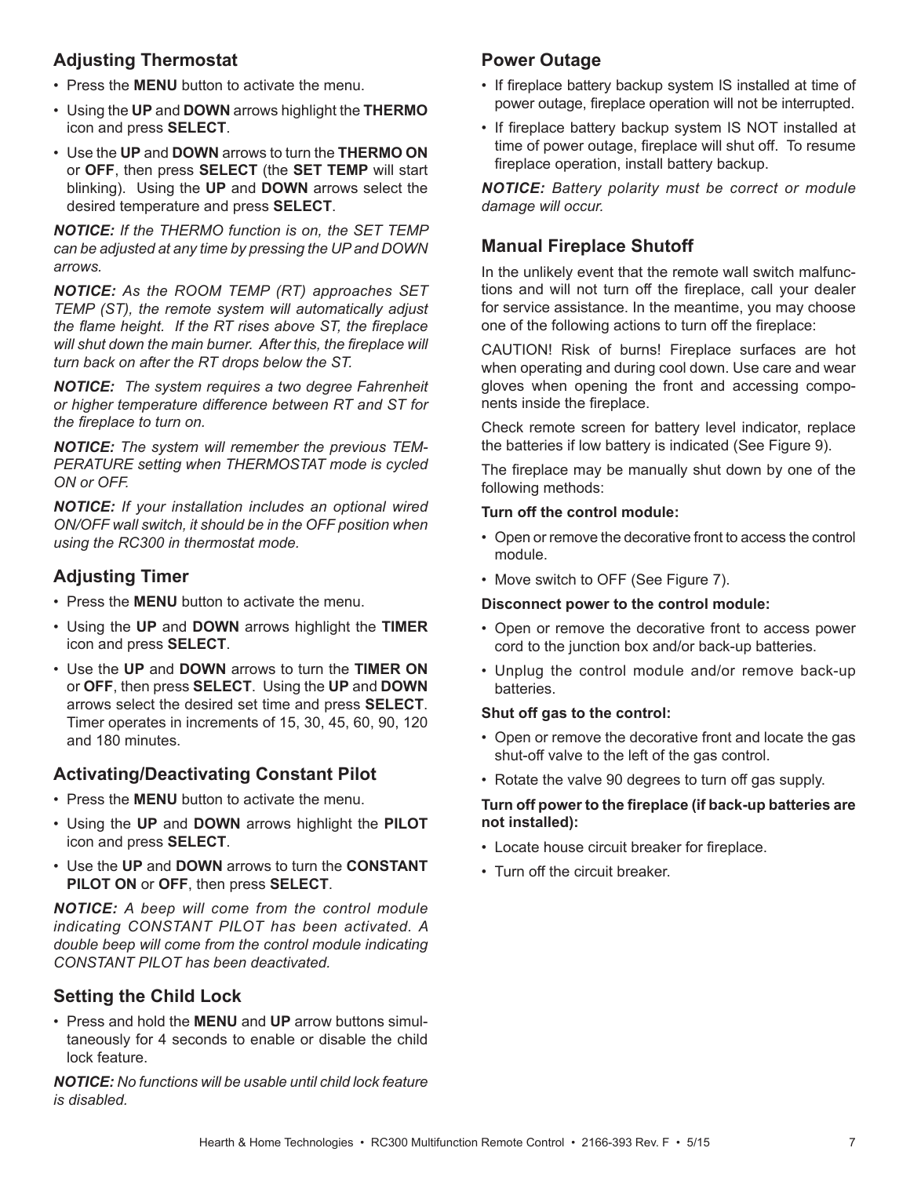## Adjusting Thermostat

- Press the **MENU** button to activate the menu.
- Using the **UP** and **DOWN** arrows highlight the **THERMO** icon and press **SELECT**.
- Use the **UP** and **DOWN** arrows to turn the **THERMO ON** or **OFF**, then press **SELECT** (the **SET TEMP** will start blinking). Using the **UP** and **DOWN** arrows select the desired temperature and press **SELECT**.

***NOTICE:*** *If the THERMO function is on, the SET TEMP can be adjusted at any time by pressing the UP and DOWN arrows.*

***NOTICE:*** *As the ROOM TEMP (RT) approaches SET TEMP (ST), the remote system will automatically adjust the flame height. If the RT rises above ST, the fireplace will shut down the main burner. After this, the fireplace will turn back on after the RT drops below the ST.*

***NOTICE:*** *The system requires a two degree Fahrenheit or higher temperature difference between RT and ST for the fireplace to turn on.*

***NOTICE:*** *The system will remember the previous TEMPERATURE setting when THERMOSTAT mode is cycled ON or OFF.*

***NOTICE:*** *If your installation includes an optional wired ON/OFF wall switch, it should be in the OFF position when using the RC300 in thermostat mode.*

## Adjusting Timer

- Press the **MENU** button to activate the menu.
- Using the **UP** and **DOWN** arrows highlight the **TIMER** icon and press **SELECT**.
- Use the **UP** and **DOWN** arrows to turn the **TIMER ON** or **OFF**, then press **SELECT**. Using the **UP** and **DOWN** arrows select the desired set time and press **SELECT**. Timer operates in increments of 15, 30, 45, 60, 90, 120 and 180 minutes.

## Activating/Deactivating Constant Pilot

- Press the **MENU** button to activate the menu.
- Using the **UP** and **DOWN** arrows highlight the **PILOT** icon and press **SELECT**.
- Use the **UP** and **DOWN** arrows to turn the **CONSTANT PILOT ON** or **OFF**, then press **SELECT**.

***NOTICE:*** *A beep will come from the control module indicating CONSTANT PILOT has been activated. A double beep will come from the control module indicating CONSTANT PILOT has been deactivated.*

## Setting the Child Lock

- Press and hold the **MENU** and **UP** arrow buttons simultaneously for 4 seconds to enable or disable the child lock feature.

***NOTICE:*** *No functions will be usable until child lock feature is disabled.*

## Power Outage

- If fireplace battery backup system IS installed at time of power outage, fireplace operation will not be interrupted.
- If fireplace battery backup system IS NOT installed at time of power outage, fireplace will shut off. To resume fireplace operation, install battery backup.

***NOTICE:*** *Battery polarity must be correct or module damage will occur.*

## Manual Fireplace Shutoff

In the unlikely event that the remote wall switch malfunctions and will not turn off the fireplace, call your dealer for service assistance. In the meantime, you may choose one of the following actions to turn off the fireplace:

CAUTION! Risk of burns! Fireplace surfaces are hot when operating and during cool down. Use care and wear gloves when opening the front and accessing components inside the fireplace.

Check remote screen for battery level indicator, replace the batteries if low battery is indicated (See Figure 9).

The fireplace may be manually shut down by one of the following methods:

**Turn off the control module:**

- Open or remove the decorative front to access the control module.
- Move switch to OFF (See Figure 7).

**Disconnect power to the control module:**

- Open or remove the decorative front to access power cord to the junction box and/or back-up batteries.
- Unplug the control module and/or remove back-up batteries.

**Shut off gas to the control:**

- Open or remove the decorative front and locate the gas shut-off valve to the left of the gas control.
- Rotate the valve 90 degrees to turn off gas supply.

**Turn off power to the fireplace (if back-up batteries are not installed):**

- Locate house circuit breaker for fireplace.
- Turn off the circuit breaker.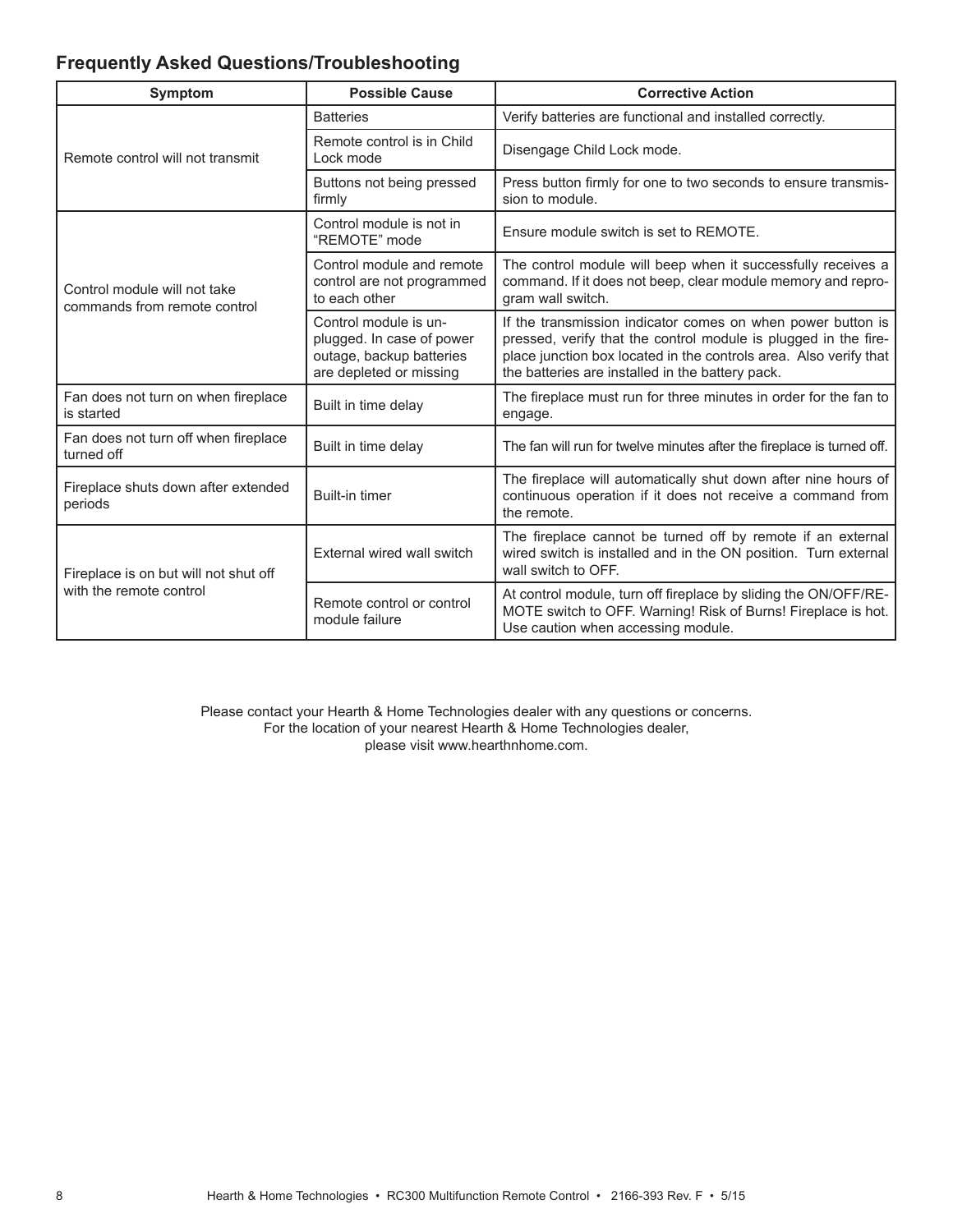## Frequently Asked Questions/Troubleshooting

| Symptom | Possible Cause | Corrective Action |
|---|---|---|
| Remote control will not transmit | Batteries | Verify batteries are functional and installed correctly. |
| | Remote control is in Child Lock mode | Disengage Child Lock mode. |
| | Buttons not being pressed firmly | Press button firmly for one to two seconds to ensure transmission to module. |
| Control module will not take commands from remote control | Control module is not in "REMOTE" mode | Ensure module switch is set to REMOTE. |
| | Control module and remote control are not programmed to each other | The control module will beep when it successfully receives a command. If it does not beep, clear module memory and reprogram wall switch. |
| | Control module is unplugged. In case of power outage, backup batteries are depleted or missing | If the transmission indicator comes on when power button is pressed, verify that the control module is plugged in the fireplace junction box located in the controls area. Also verify that the batteries are installed in the battery pack. |
| Fan does not turn on when fireplace is started | Built in time delay | The fireplace must run for three minutes in order for the fan to engage. |
| Fan does not turn off when fireplace turned off | Built in time delay | The fan will run for twelve minutes after the fireplace is turned off. |
| Fireplace shuts down after extended periods | Built-in timer | The fireplace will automatically shut down after nine hours of continuous operation if it does not receive a command from the remote. |
| Fireplace is on but will not shut off with the remote control | External wired wall switch | The fireplace cannot be turned off by remote if an external wired switch is installed and in the ON position. Turn external wall switch to OFF. |
| | Remote control or control module failure | At control module, turn off fireplace by sliding the ON/OFF/REMOTE switch to OFF. Warning! Risk of Burns! Fireplace is hot. Use caution when accessing module. |

Please contact your Hearth & Home Technologies dealer with any questions or concerns.
For the location of your nearest Hearth & Home Technologies dealer,
please visit www.hearthnhome.com.